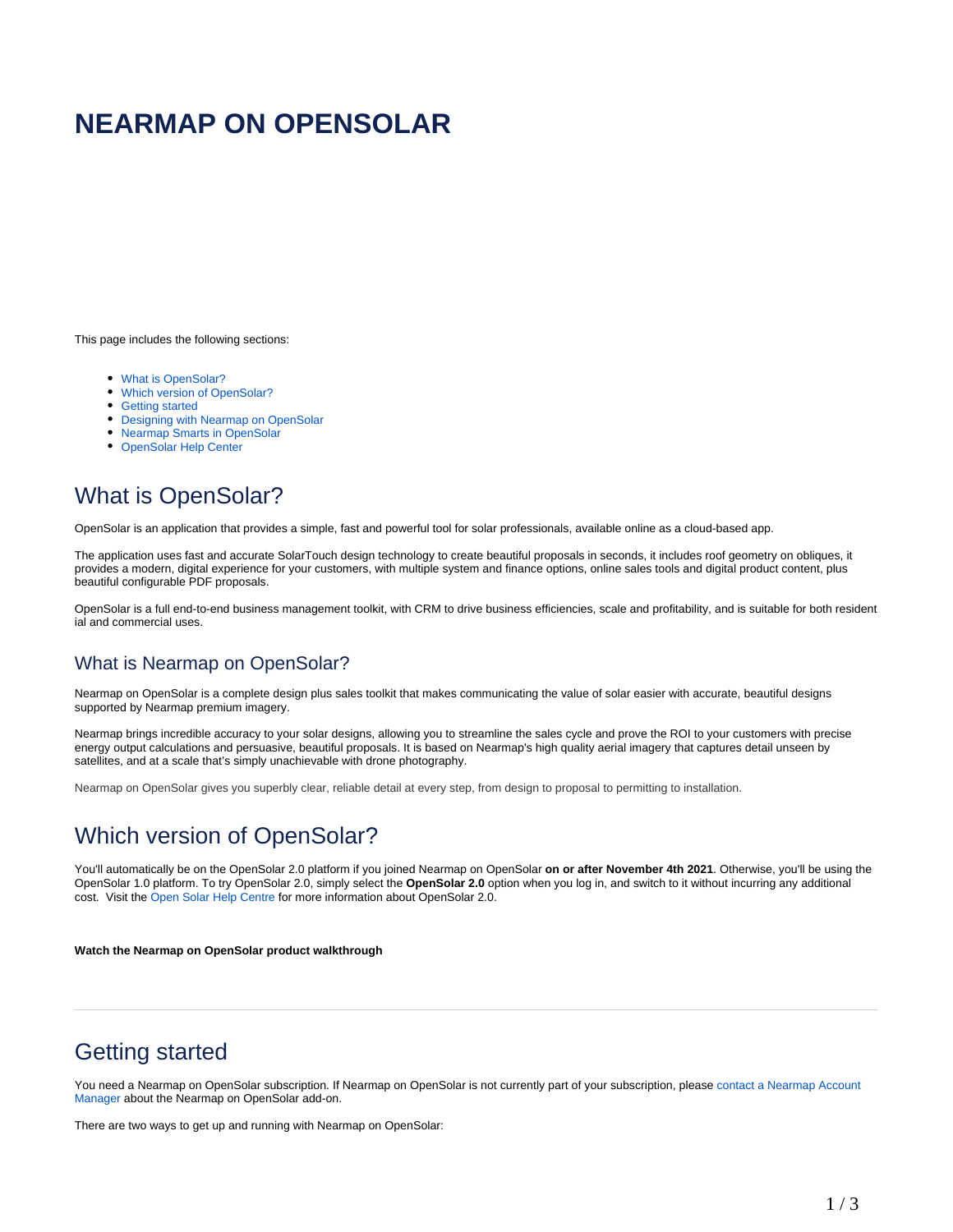# NEARMAP ON OPENSOLAR

This page includes the following sections:

- What is OpenSolar?
- Which version of OpenSolar?
- Getting started
- Designing with Nearmap on OpenSolar
- Nearmap Smarts in OpenSolar
- OpenSolar Help Center

## What is OpenSolar?

OpenSolar is an application that provides a simple, fast and powerful tool for solar professionals, available online as a cloud-based app.

The application uses fast and accurate SolarTouch design technology to create beautiful proposals in seconds, it includes roof geometry on obliques, it provides a modern, digital experience for your customers, with multiple system and finance options, online sales tools and digital product content, plus beautiful configurable PDF proposals.

OpenSolar is a full end-to-end business management toolkit, with CRM to drive business efficiencies, scale and profitability, and is suitable for both resident ial and commercial uses.

### What is Nearmap on OpenSolar?

Nearmap on OpenSolar is a complete design plus sales toolkit that makes communicating the value of solar easier with accurate, beautiful designs supported by Nearmap premium imagery.

Nearmap brings incredible accuracy to your solar designs, allowing you to streamline the sales cycle and prove the ROI to your customers with precise energy output calculations and persuasive, beautiful proposals. It is based on Nearmap's high quality aerial imagery that captures detail unseen by satellites, and at a scale that's simply unachievable with drone photography.

Nearmap on OpenSolar gives you superbly clear, reliable detail at every step, from design to proposal to permitting to installation.

## Which version of OpenSolar?

You'll automatically be on the OpenSolar 2.0 platform if you joined Nearmap on OpenSolar **on or after November 4th 2021**. Otherwise, you'll be using the OpenSolar 1.0 platform. To try OpenSolar 2.0, simply select the **OpenSolar 2.0** option when you log in, and switch to it without incurring any additional cost. Visit the Open Solar Help Centre for more information about OpenSolar 2.0.

**Watch the Nearmap on OpenSolar product walkthrough**

---

## Getting started

You need a Nearmap on OpenSolar subscription. If Nearmap on OpenSolar is not currently part of your subscription, please contact a Nearmap Account Manager about the Nearmap on OpenSolar add-on.

There are two ways to get up and running with Nearmap on OpenSolar: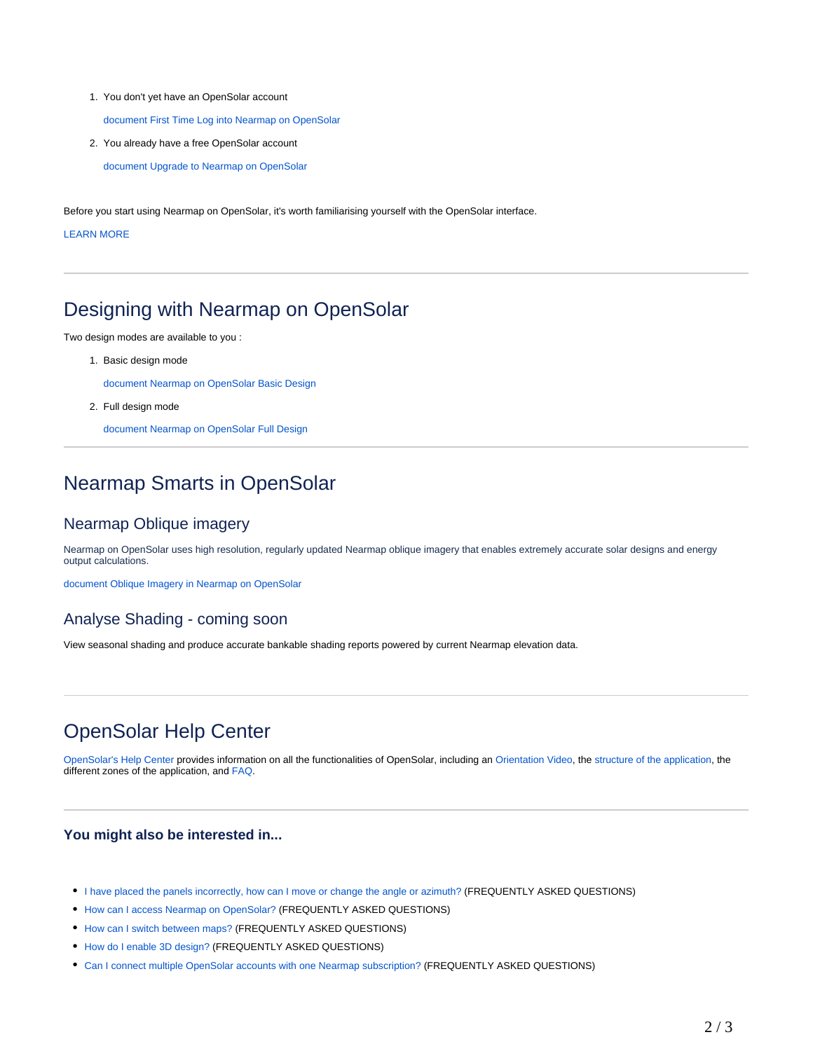1. You don't yet have an OpenSolar account

   document First Time Log into Nearmap on OpenSolar

2. You already have a free OpenSolar account

   document Upgrade to Nearmap on OpenSolar

Before you start using Nearmap on OpenSolar, it's worth familiarising yourself with the OpenSolar interface.

LEARN MORE

---

## Designing with Nearmap on OpenSolar

Two design modes are available to you :

1. Basic design mode

   document Nearmap on OpenSolar Basic Design

2. Full design mode

   document Nearmap on OpenSolar Full Design

---

## Nearmap Smarts in OpenSolar

### Nearmap Oblique imagery

Nearmap on OpenSolar uses high resolution, regularly updated Nearmap oblique imagery that enables extremely accurate solar designs and energy output calculations.

document Oblique Imagery in Nearmap on OpenSolar

### Analyse Shading - coming soon

View seasonal shading and produce accurate bankable shading reports powered by current Nearmap elevation data.

---

## OpenSolar Help Center

OpenSolar's Help Center provides information on all the functionalities of OpenSolar, including an Orientation Video, the structure of the application, the different zones of the application, and FAQ.

---

#### You might also be interested in...

- I have placed the panels incorrectly, how can I move or change the angle or azimuth? (FREQUENTLY ASKED QUESTIONS)
- How can I access Nearmap on OpenSolar? (FREQUENTLY ASKED QUESTIONS)
- How can I switch between maps? (FREQUENTLY ASKED QUESTIONS)
- How do I enable 3D design? (FREQUENTLY ASKED QUESTIONS)
- Can I connect multiple OpenSolar accounts with one Nearmap subscription? (FREQUENTLY ASKED QUESTIONS)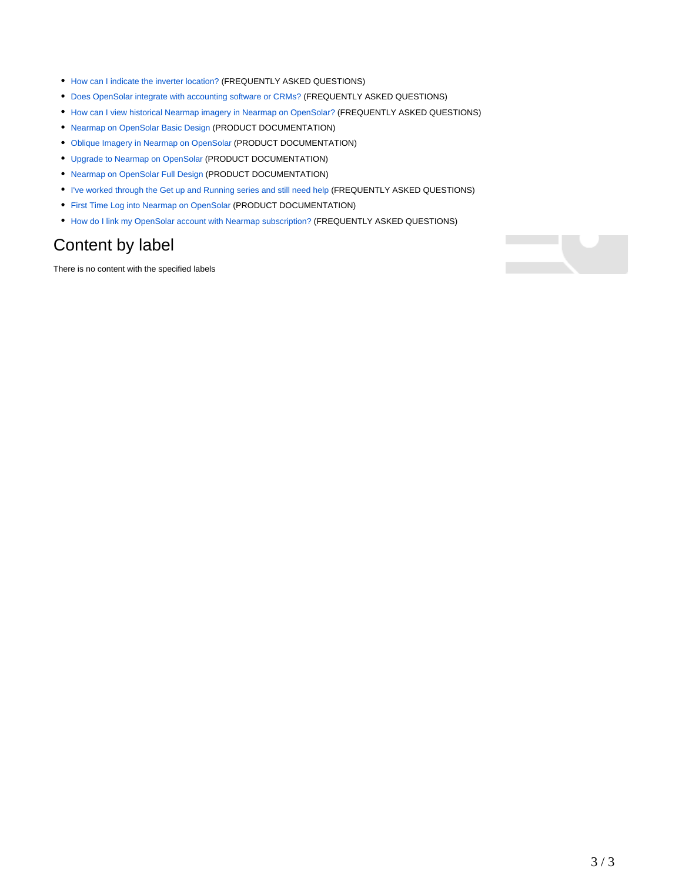- How can I indicate the inverter location? (FREQUENTLY ASKED QUESTIONS)
- Does OpenSolar integrate with accounting software or CRMs? (FREQUENTLY ASKED QUESTIONS)
- How can I view historical Nearmap imagery in Nearmap on OpenSolar? (FREQUENTLY ASKED QUESTIONS)
- Nearmap on OpenSolar Basic Design (PRODUCT DOCUMENTATION)
- Oblique Imagery in Nearmap on OpenSolar (PRODUCT DOCUMENTATION)
- Upgrade to Nearmap on OpenSolar (PRODUCT DOCUMENTATION)
- Nearmap on OpenSolar Full Design (PRODUCT DOCUMENTATION)
- I've worked through the Get up and Running series and still need help (FREQUENTLY ASKED QUESTIONS)
- First Time Log into Nearmap on OpenSolar (PRODUCT DOCUMENTATION)
- How do I link my OpenSolar account with Nearmap subscription? (FREQUENTLY ASKED QUESTIONS)

## Content by label

There is no content with the specified labels